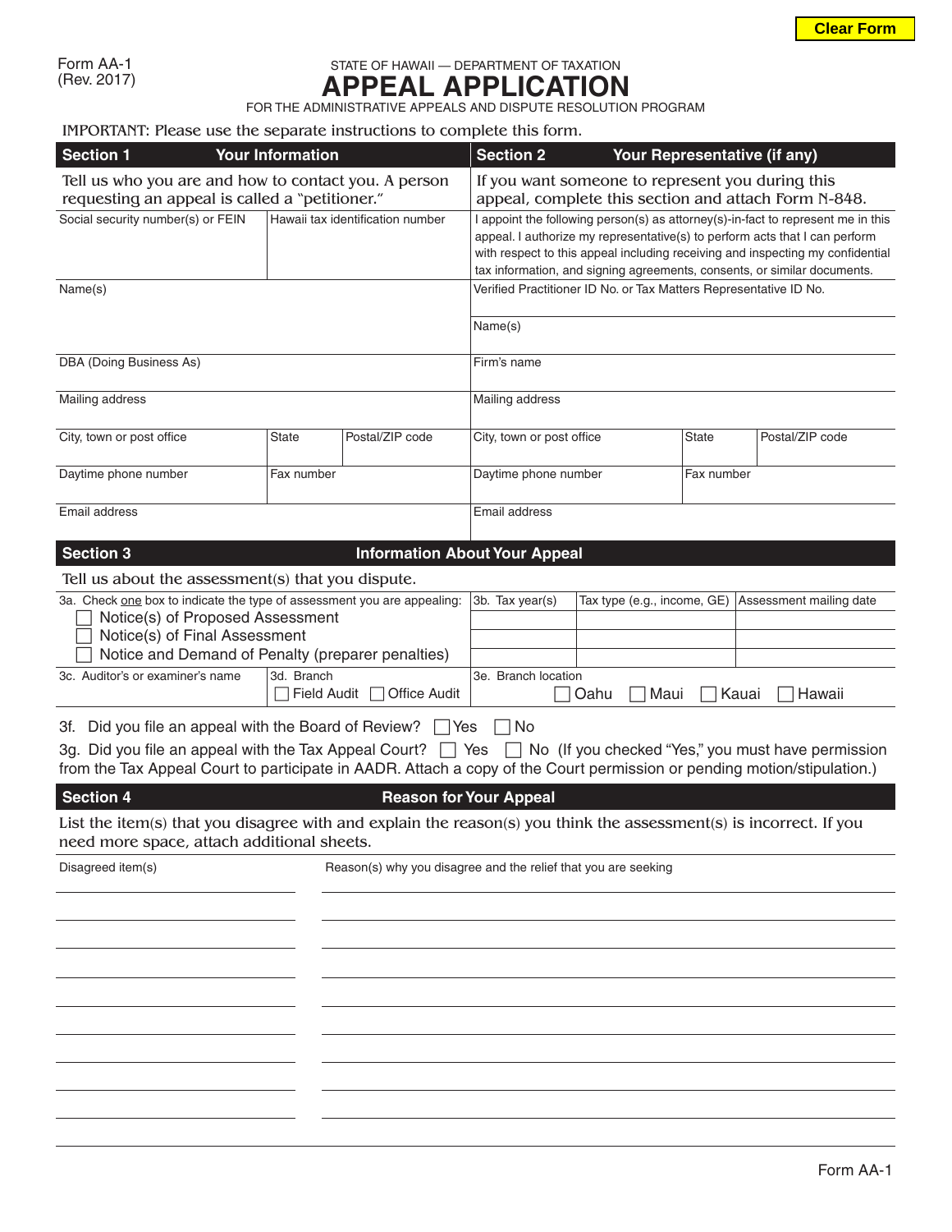Form AA-1
(Rev. 2017)

STATE OF HAWAII — DEPARTMENT OF TAXATION

# APPEAL APPLICATION

FOR THE ADMINISTRATIVE APPEALS AND DISPUTE RESOLUTION PROGRAM

IMPORTANT: Please use the separate instructions to complete this form.

## Section 1 — Your Information

Tell us who you are and how to contact you. A person requesting an appeal is called a "petitioner."

| Social security number(s) or FEIN | Hawaii tax identification number | |
|---|---|---|
| Name(s) | | |
| DBA (Doing Business As) | | |
| Mailing address | | |
| City, town or post office | State | Postal/ZIP code |
| Daytime phone number | Fax number | |
| Email address | | |

## Section 2 — Your Representative (if any)

If you want someone to represent you during this appeal, complete this section and attach Form N-848.

I appoint the following person(s) as attorney(s)-in-fact to represent me in this appeal. I authorize my representative(s) to perform acts that I can perform with respect to this appeal including receiving and inspecting my confidential tax information, and signing agreements, consents, or similar documents.

| Verified Practitioner ID No. or Tax Matters Representative ID No. | | |
|---|---|---|
| Name(s) | | |
| Firm's name | | |
| Mailing address | | |
| City, town or post office | State | Postal/ZIP code |
| Daytime phone number | Fax number | |
| Email address | | |

## Section 3 — Information About Your Appeal

Tell us about the assessment(s) that you dispute.

3a. Check one box to indicate the type of assessment you are appealing:

- ☐ Notice(s) of Proposed Assessment
- ☐ Notice(s) of Final Assessment
- ☐ Notice and Demand of Penalty (preparer penalties)

| 3b. Tax year(s) | Tax type (e.g., income, GE) | Assessment mailing date |
|---|---|---|
| | | |
| | | |
| | | |

3c. Auditor's or examiner's name

3d. Branch ☐ Field Audit ☐ Office Audit

3e. Branch location ☐ Oahu ☐ Maui ☐ Kauai ☐ Hawaii

3f. Did you file an appeal with the Board of Review? ☐ Yes ☐ No

3g. Did you file an appeal with the Tax Appeal Court? ☐ Yes ☐ No (If you checked "Yes," you must have permission from the Tax Appeal Court to participate in AADR. Attach a copy of the Court permission or pending motion/stipulation.)

## Section 4 — Reason for Your Appeal

List the item(s) that you disagree with and explain the reason(s) you think the assessment(s) is incorrect. If you need more space, attach additional sheets.

| Disagreed item(s) | Reason(s) why you disagree and the relief that you are seeking |
|---|---|
| | |
| | |
| | |
| | |
| | |
| | |
| | |
| | |
| | |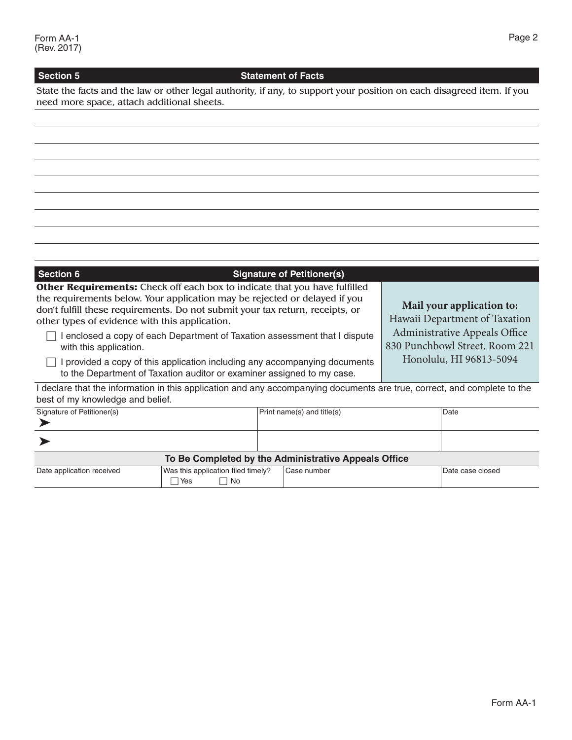## Section 5 — Statement of Facts

State the facts and the law or other legal authority, if any, to support your position on each disagreed item. If you need more space, attach additional sheets.

## Section 6 — Signature of Petitioner(s)

**Other Requirements:** Check off each box to indicate that you have fulfilled the requirements below. Your application may be rejected or delayed if you don't fulfill these requirements. Do not submit your tax return, receipts, or other types of evidence with this application.

- ☐ I enclosed a copy of each Department of Taxation assessment that I dispute with this application.
- ☐ I provided a copy of this application including any accompanying documents to the Department of Taxation auditor or examiner assigned to my case.

**Mail your application to:**
Hawaii Department of Taxation
Administrative Appeals Office
830 Punchbowl Street, Room 221
Honolulu, HI 96813-5094

I declare that the information in this application and any accompanying documents are true, correct, and complete to the best of my knowledge and belief.

| Signature of Petitioner(s) | Print name(s) and title(s) | Date |
|---|---|---|
| ➤ | | |
| ➤ | | |

### To Be Completed by the Administrative Appeals Office

| Date application received | Was this application filed timely? | Case number | Date case closed |
|---|---|---|---|
| | ☐ Yes ☐ No | | |

Form AA-1